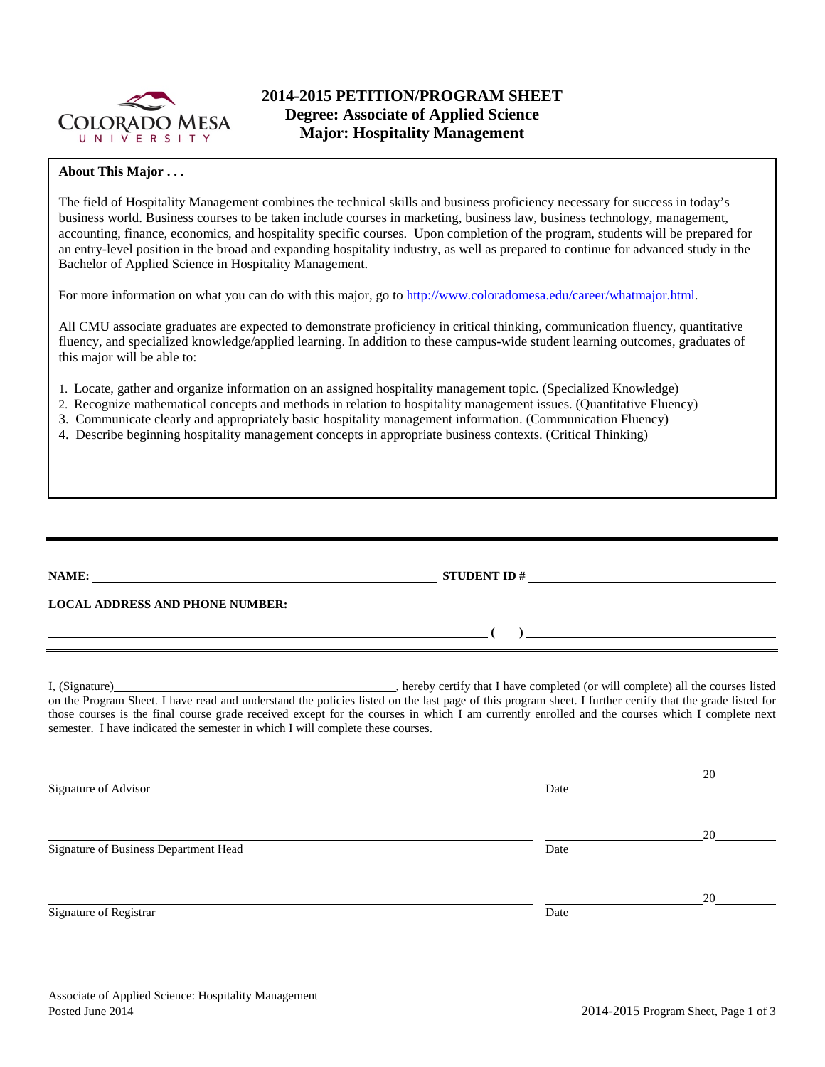# 2014-2015 PETITION/PROGRAM SHEET
## Degree: Associate of Applied Science
## Major: Hospitality Management

**About This Major . . .**

The field of Hospitality Management combines the technical skills and business proficiency necessary for success in today's business world. Business courses to be taken include courses in marketing, business law, business technology, management, accounting, finance, economics, and hospitality specific courses. Upon completion of the program, students will be prepared for an entry-level position in the broad and expanding hospitality industry, as well as prepared to continue for advanced study in the Bachelor of Applied Science in Hospitality Management.

For more information on what you can do with this major, go to http://www.coloradomesa.edu/career/whatmajor.html.

All CMU associate graduates are expected to demonstrate proficiency in critical thinking, communication fluency, quantitative fluency, and specialized knowledge/applied learning. In addition to these campus-wide student learning outcomes, graduates of this major will be able to:

1. Locate, gather and organize information on an assigned hospitality management topic. (Specialized Knowledge)
2. Recognize mathematical concepts and methods in relation to hospitality management issues. (Quantitative Fluency)
3. Communicate clearly and appropriately basic hospitality management information. (Communication Fluency)
4. Describe beginning hospitality management concepts in appropriate business contexts. (Critical Thinking)

---

**NAME:** ______________________________ **STUDENT ID #** ______________________________

**LOCAL ADDRESS AND PHONE NUMBER:** ______________________________

______________________________ **( )** ______________________________

I, (Signature)______________________________, hereby certify that I have completed (or will complete) all the courses listed on the Program Sheet. I have read and understand the policies listed on the last page of this program sheet. I further certify that the grade listed for those courses is the final course grade received except for the courses in which I am currently enrolled and the courses which I complete next semester. I have indicated the semester in which I will complete these courses.

______________________________ ______________20________
Signature of Advisor Date

______________________________ ______________20________
Signature of Business Department Head Date

______________________________ ______________20________
Signature of Registrar Date

Associate of Applied Science: Hospitality Management
Posted June 2014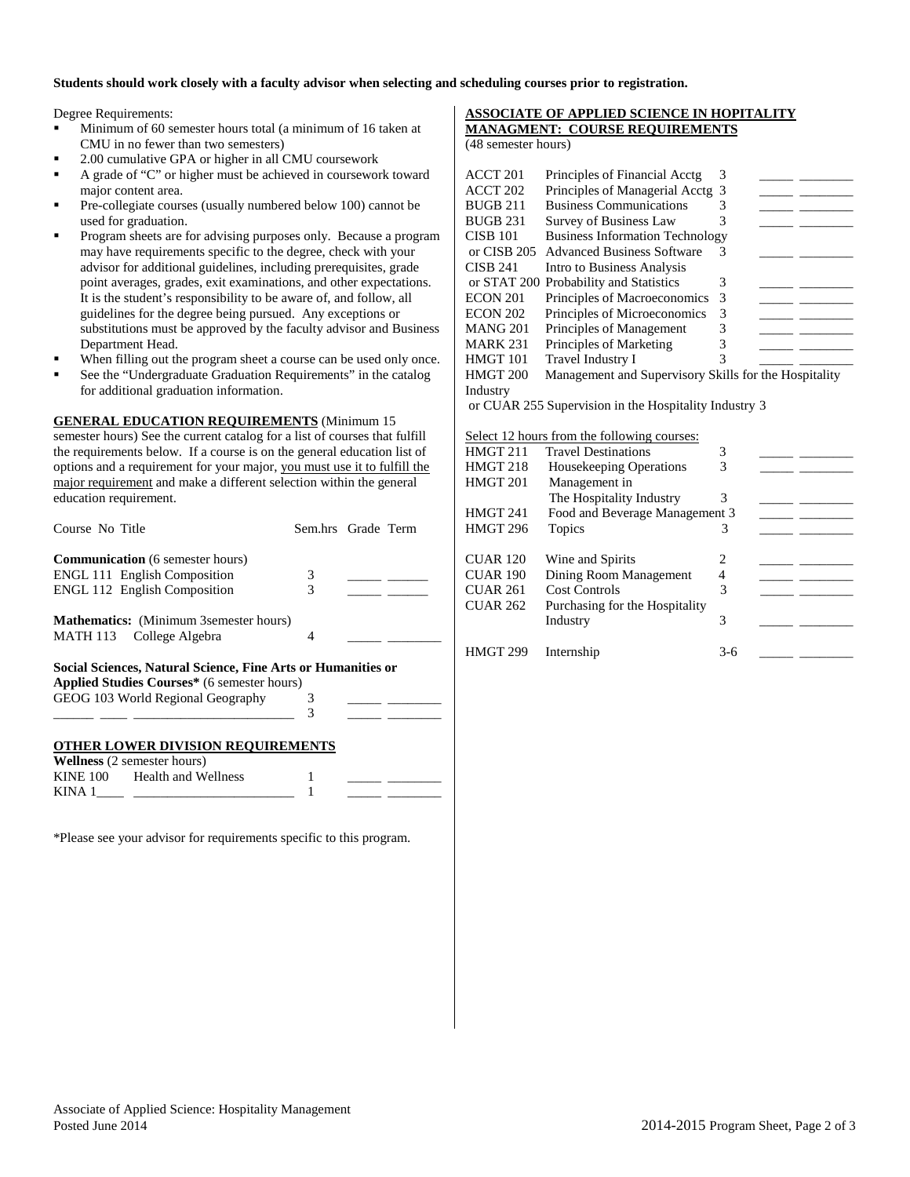**Students should work closely with a faculty advisor when selecting and scheduling courses prior to registration.**

Degree Requirements:

- Minimum of 60 semester hours total (a minimum of 16 taken at CMU in no fewer than two semesters)
- 2.00 cumulative GPA or higher in all CMU coursework
- A grade of "C" or higher must be achieved in coursework toward major content area.
- Pre-collegiate courses (usually numbered below 100) cannot be used for graduation.
- Program sheets are for advising purposes only. Because a program may have requirements specific to the degree, check with your advisor for additional guidelines, including prerequisites, grade point averages, grades, exit examinations, and other expectations. It is the student's responsibility to be aware of, and follow, all guidelines for the degree being pursued. Any exceptions or substitutions must be approved by the faculty advisor and Business Department Head.
- When filling out the program sheet a course can be used only once.
- See the "Undergraduate Graduation Requirements" in the catalog for additional graduation information.

**GENERAL EDUCATION REQUIREMENTS** (Minimum 15 semester hours) See the current catalog for a list of courses that fulfill the requirements below. If a course is on the general education list of options and a requirement for your major, you must use it to fulfill the major requirement and make a different selection within the general education requirement.

| Course No | Title | Sem.hrs | Grade | Term |
|---|---|---|---|---|
| **Communication** (6 semester hours) | | | | |
| ENGL 111 | English Composition | 3 | _____ | ______ |
| ENGL 112 | English Composition | 3 | _____ | ______ |
| **Mathematics:** (Minimum 3semester hours) | | | | |
| MATH 113 | College Algebra | 4 | _____ | ________ |
| **Social Sciences, Natural Science, Fine Arts or Humanities or Applied Studies Courses*** (6 semester hours) | | | | |
| GEOG 103 | World Regional Geography | 3 | _____ | ________ |
| ______ ____ | ________________________ | 3 | _____ | ________ |

**OTHER LOWER DIVISION REQUIREMENTS**

| Course No | Title | Sem.hrs | Grade | Term |
|---|---|---|---|---|
| **Wellness** (2 semester hours) | | | | |
| KINE 100 | Health and Wellness | 1 | _____ | ________ |
| KINA 1____ | ________________________ | 1 | _____ | ________ |

*Please see your advisor for requirements specific to this program.

**ASSOCIATE OF APPLIED SCIENCE IN HOPITALITY MANAGMENT: COURSE REQUIREMENTS**
(48 semester hours)

| Course No | Title | Sem.hrs | Grade | Term |
|---|---|---|---|---|
| ACCT 201 | Principles of Financial Acctg | 3 | _____ | ________ |
| ACCT 202 | Principles of Managerial Acctg | 3 | _____ | ________ |
| BUGB 211 | Business Communications | 3 | _____ | ________ |
| BUGB 231 | Survey of Business Law | 3 | _____ | ________ |
| CISB 101 or CISB 205 | Business Information Technology or Advanced Business Software | 3 | _____ | ________ |
| CISB 241 or STAT 200 | Intro to Business Analysis or Probability and Statistics | 3 | _____ | ________ |
| ECON 201 | Principles of Macroeconomics | 3 | _____ | ________ |
| ECON 202 | Principles of Microeconomics | 3 | _____ | ________ |
| MANG 201 | Principles of Management | 3 | _____ | ________ |
| MARK 231 | Principles of Marketing | 3 | _____ | ________ |
| HMGT 101 | Travel Industry I | 3 | _____ | ________ |
| HMGT 200 or CUAR 255 | Management and Supervisory Skills for the Hospitality Industry or Supervision in the Hospitality Industry | 3 | | |

Select 12 hours from the following courses:

| Course No | Title | Sem.hrs | Grade | Term |
|---|---|---|---|---|
| HMGT 211 | Travel Destinations | 3 | _____ | ________ |
| HMGT 218 | Housekeeping Operations | 3 | _____ | ________ |
| HMGT 201 | Management in The Hospitality Industry | 3 | _____ | ________ |
| HMGT 241 | Food and Beverage Management | 3 | _____ | ________ |
| HMGT 296 | Topics | 3 | _____ | ________ |
| CUAR 120 | Wine and Spirits | 2 | _____ | ________ |
| CUAR 190 | Dining Room Management | 4 | _____ | ________ |
| CUAR 261 | Cost Controls | 3 | _____ | ________ |
| CUAR 262 | Purchasing for the Hospitality Industry | 3 | _____ | ________ |
| HMGT 299 | Internship | 3-6 | _____ | ________ |

Associate of Applied Science: Hospitality Management
Posted June 2014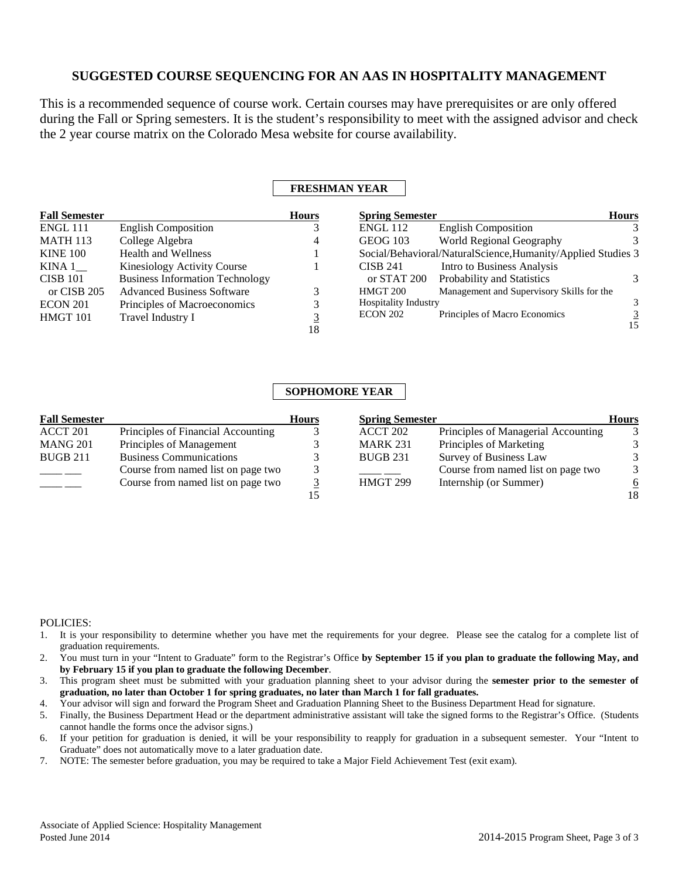## SUGGESTED COURSE SEQUENCING FOR AN AAS IN HOSPITALITY MANAGEMENT

This is a recommended sequence of course work. Certain courses may have prerequisites or are only offered during the Fall or Spring semesters. It is the student's responsibility to meet with the assigned advisor and check the 2 year course matrix on the Colorado Mesa website for course availability.

### FRESHMAN YEAR

| Fall Semester | | Hours |
|---|---|---|
| ENGL 111 | English Composition | 3 |
| MATH 113 | College Algebra | 4 |
| KINE 100 | Health and Wellness | 1 |
| KINA 1__ | Kinesiology Activity Course | 1 |
| CISB 101 | Business Information Technology | |
| or CISB 205 | Advanced Business Software | 3 |
| ECON 201 | Principles of Macroeconomics | 3 |
| HMGT 101 | Travel Industry I | 3 |
| | | 18 |

| Spring Semester | | Hours |
|---|---|---|
| ENGL 112 | English Composition | 3 |
| GEOG 103 | World Regional Geography | 3 |
| Social/Behavioral/NaturalScience,Humanity/Applied Studies | | 3 |
| CISB 241 | Intro to Business Analysis | |
| or STAT 200 | Probability and Statistics | 3 |
| HMGT 200 | Management and Supervisory Skills for the Hospitality Industry | 3 |
| ECON 202 | Principles of Macro Economics | 3 |
| | | 15 |

### SOPHOMORE YEAR

| Fall Semester | | Hours |
|---|---|---|
| ACCT 201 | Principles of Financial Accounting | 3 |
| MANG 201 | Principles of Management | 3 |
| BUGB 211 | Business Communications | 3 |
| ____ ___ | Course from named list on page two | 3 |
| ____ ___ | Course from named list on page two | 3 |
| | | 15 |

| Spring Semester | | Hours |
|---|---|---|
| ACCT 202 | Principles of Managerial Accounting | 3 |
| MARK 231 | Principles of Marketing | 3 |
| BUGB 231 | Survey of Business Law | 3 |
| ____ ___ | Course from named list on page two | 3 |
| HMGT 299 | Internship (or Summer) | 6 |
| | | 18 |

POLICIES:

1. It is your responsibility to determine whether you have met the requirements for your degree. Please see the catalog for a complete list of graduation requirements.
2. You must turn in your "Intent to Graduate" form to the Registrar's Office **by September 15 if you plan to graduate the following May, and by February 15 if you plan to graduate the following December**.
3. This program sheet must be submitted with your graduation planning sheet to your advisor during the **semester prior to the semester of graduation, no later than October 1 for spring graduates, no later than March 1 for fall graduates.**
4. Your advisor will sign and forward the Program Sheet and Graduation Planning Sheet to the Business Department Head for signature.
5. Finally, the Business Department Head or the department administrative assistant will take the signed forms to the Registrar's Office. (Students cannot handle the forms once the advisor signs.)
6. If your petition for graduation is denied, it will be your responsibility to reapply for graduation in a subsequent semester. Your "Intent to Graduate" does not automatically move to a later graduation date.
7. NOTE: The semester before graduation, you may be required to take a Major Field Achievement Test (exit exam).

Associate of Applied Science: Hospitality Management
Posted June 2014